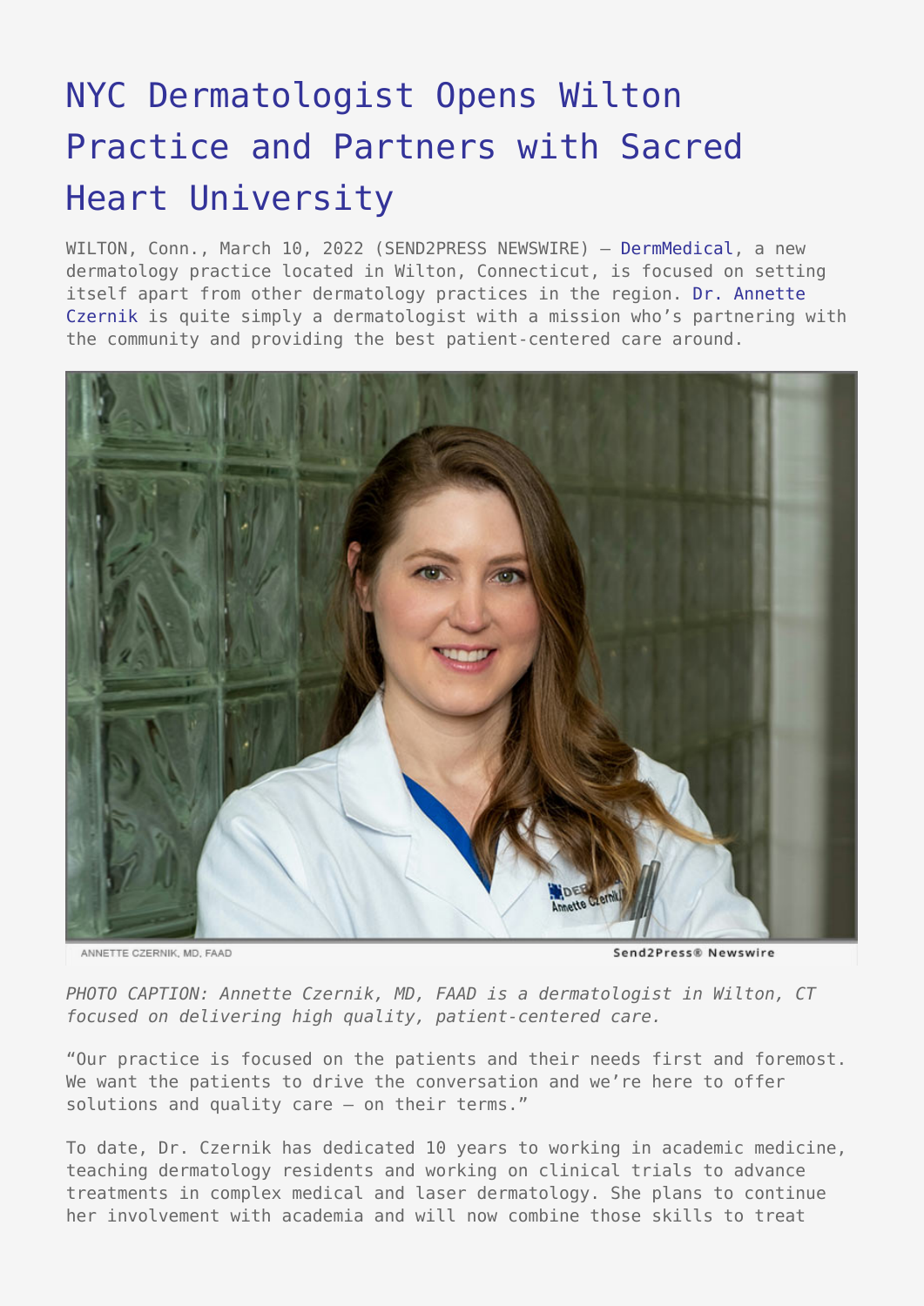# NYC Dermatologist Opens Wilton Practice and Partners with Sacred Heart University

WILTON, Conn., March 10, 2022 (SEND2PRESS NEWSWIRE) — DermMedical, a new dermatology practice located in Wilton, Connecticut, is focused on setting itself apart from other dermatology practices in the region. Dr. Annette Czernik is quite simply a dermatologist with a mission who's partnering with the community and providing the best patient-centered care around.

ANNETTE CZERNIK, MD, FAAD

*PHOTO CAPTION: Annette Czernik, MD, FAAD is a dermatologist in Wilton, CT focused on delivering high quality, patient-centered care.*

"Our practice is focused on the patients and their needs first and foremost. We want the patients to drive the conversation and we're here to offer solutions and quality care — on their terms."

To date, Dr. Czernik has dedicated 10 years to working in academic medicine, teaching dermatology residents and working on clinical trials to advance treatments in complex medical and laser dermatology. She plans to continue her involvement with academia and will now combine those skills to treat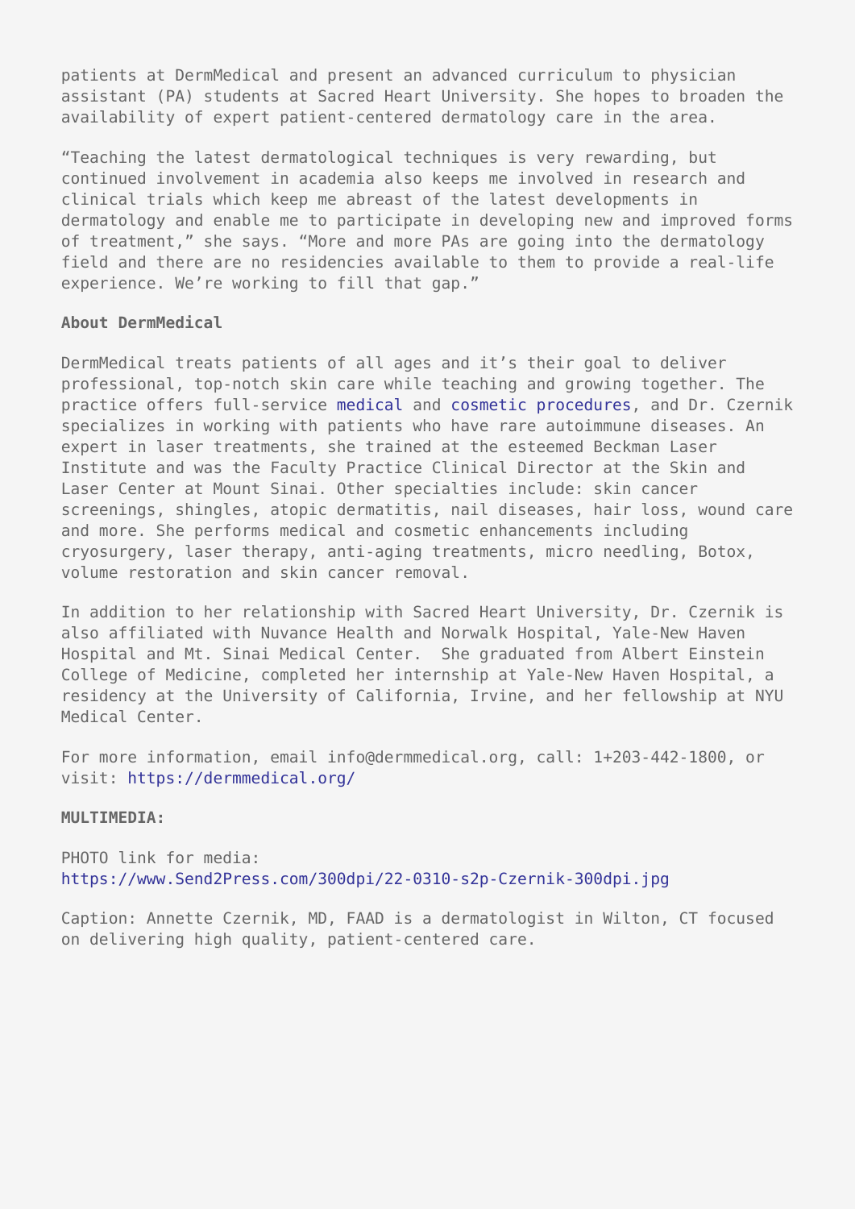patients at DermMedical and present an advanced curriculum to physician assistant (PA) students at Sacred Heart University. She hopes to broaden the availability of expert patient-centered dermatology care in the area.

"Teaching the latest dermatological techniques is very rewarding, but continued involvement in academia also keeps me involved in research and clinical trials which keep me abreast of the latest developments in dermatology and enable me to participate in developing new and improved forms of treatment," she says. "More and more PAs are going into the dermatology field and there are no residencies available to them to provide a real-life experience. We're working to fill that gap."

**About DermMedical**

DermMedical treats patients of all ages and it's their goal to deliver professional, top-notch skin care while teaching and growing together. The practice offers full-service medical and cosmetic procedures, and Dr. Czernik specializes in working with patients who have rare autoimmune diseases. An expert in laser treatments, she trained at the esteemed Beckman Laser Institute and was the Faculty Practice Clinical Director at the Skin and Laser Center at Mount Sinai. Other specialties include: skin cancer screenings, shingles, atopic dermatitis, nail diseases, hair loss, wound care and more. She performs medical and cosmetic enhancements including cryosurgery, laser therapy, anti-aging treatments, micro needling, Botox, volume restoration and skin cancer removal.

In addition to her relationship with Sacred Heart University, Dr. Czernik is also affiliated with Nuvance Health and Norwalk Hospital, Yale-New Haven Hospital and Mt. Sinai Medical Center. She graduated from Albert Einstein College of Medicine, completed her internship at Yale-New Haven Hospital, a residency at the University of California, Irvine, and her fellowship at NYU Medical Center.

For more information, email info@dermmedical.org, call: 1+203-442-1800, or visit: https://dermmedical.org/

**MULTIMEDIA:**

PHOTO link for media:
https://www.Send2Press.com/300dpi/22-0310-s2p-Czernik-300dpi.jpg

Caption: Annette Czernik, MD, FAAD is a dermatologist in Wilton, CT focused on delivering high quality, patient-centered care.